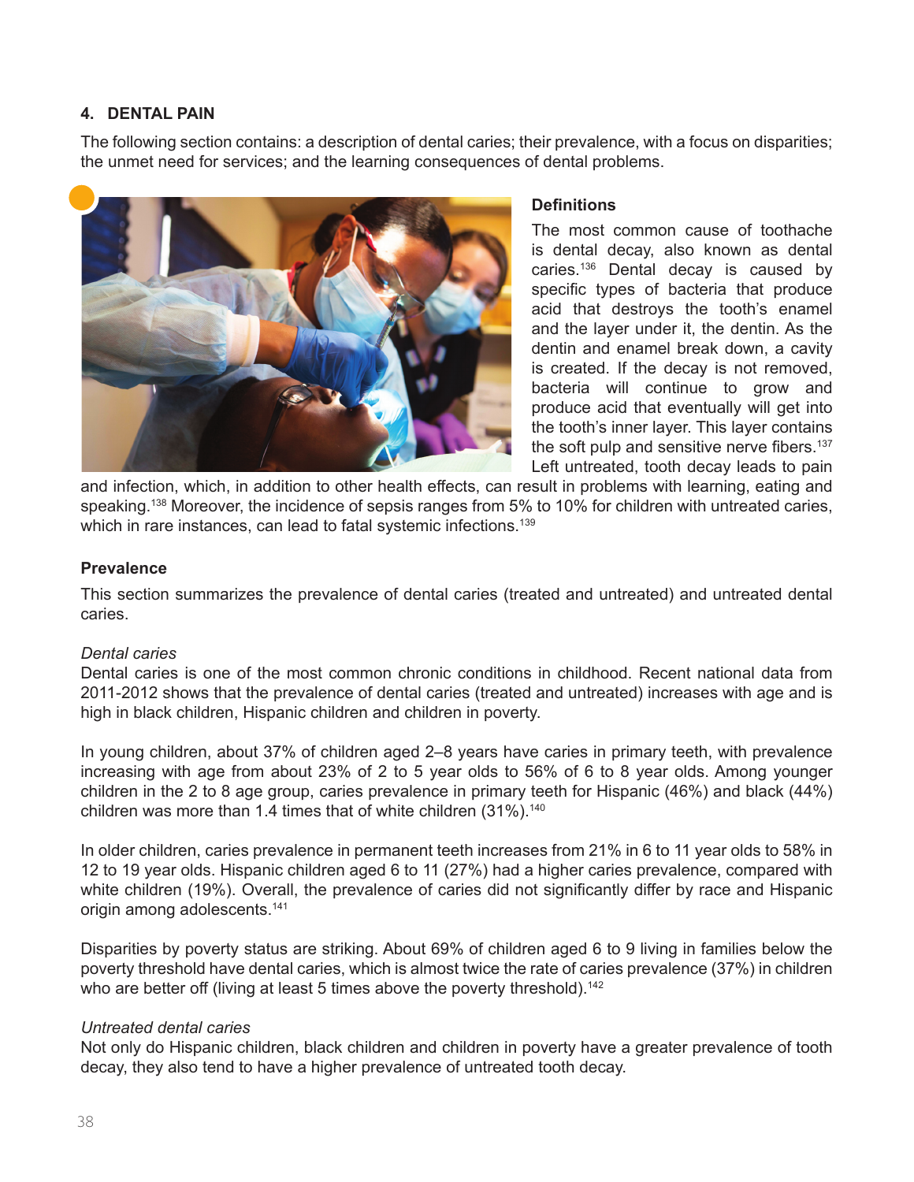## 4. DENTAL PAIN

The following section contains: a description of dental caries; their prevalence, with a focus on disparities; the unmet need for services; and the learning consequences of dental problems.

### Definitions

The most common cause of toothache is dental decay, also known as dental caries.[136] Dental decay is caused by specific types of bacteria that produce acid that destroys the tooth's enamel and the layer under it, the dentin. As the dentin and enamel break down, a cavity is created. If the decay is not removed, bacteria will continue to grow and produce acid that eventually will get into the tooth's inner layer. This layer contains the soft pulp and sensitive nerve fibers.[137] Left untreated, tooth decay leads to pain and infection, which, in addition to other health effects, can result in problems with learning, eating and speaking.[138] Moreover, the incidence of sepsis ranges from 5% to 10% for children with untreated caries, which in rare instances, can lead to fatal systemic infections.[139]

### Prevalence

This section summarizes the prevalence of dental caries (treated and untreated) and untreated dental caries.

*Dental caries*

Dental caries is one of the most common chronic conditions in childhood. Recent national data from 2011-2012 shows that the prevalence of dental caries (treated and untreated) increases with age and is high in black children, Hispanic children and children in poverty.

In young children, about 37% of children aged 2–8 years have caries in primary teeth, with prevalence increasing with age from about 23% of 2 to 5 year olds to 56% of 6 to 8 year olds. Among younger children in the 2 to 8 age group, caries prevalence in primary teeth for Hispanic (46%) and black (44%) children was more than 1.4 times that of white children (31%).[140]

In older children, caries prevalence in permanent teeth increases from 21% in 6 to 11 year olds to 58% in 12 to 19 year olds. Hispanic children aged 6 to 11 (27%) had a higher caries prevalence, compared with white children (19%). Overall, the prevalence of caries did not significantly differ by race and Hispanic origin among adolescents.[141]

Disparities by poverty status are striking. About 69% of children aged 6 to 9 living in families below the poverty threshold have dental caries, which is almost twice the rate of caries prevalence (37%) in children who are better off (living at least 5 times above the poverty threshold).[142]

*Untreated dental caries*

Not only do Hispanic children, black children and children in poverty have a greater prevalence of tooth decay, they also tend to have a higher prevalence of untreated tooth decay.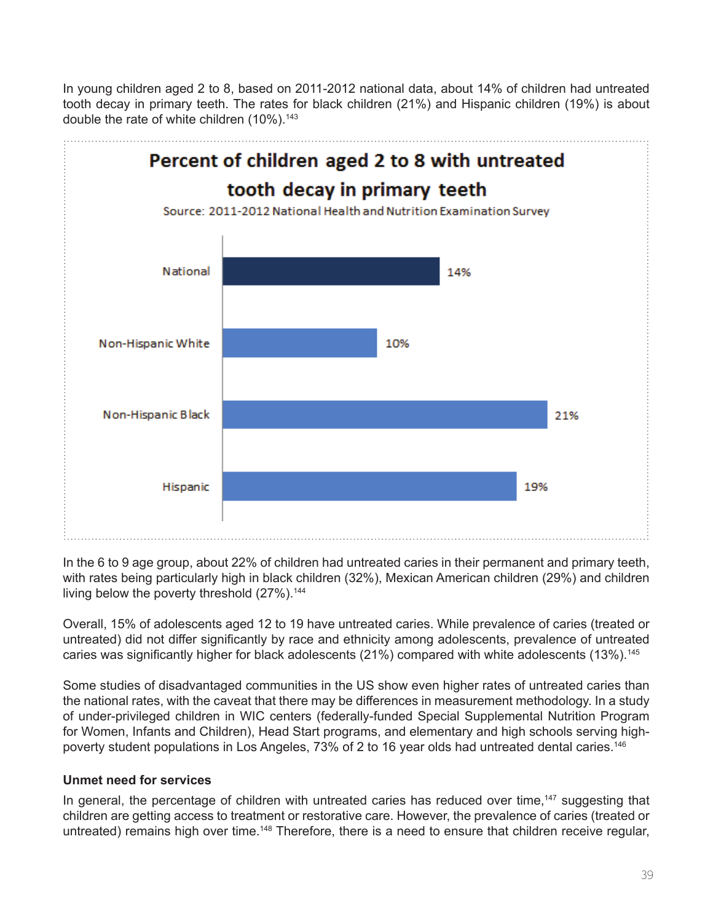In young children aged 2 to 8, based on 2011-2012 national data, about 14% of children had untreated tooth decay in primary teeth. The rates for black children (21%) and Hispanic children (19%) is about double the rate of white children (10%).[143]

**Percent of children aged 2 to 8 with untreated tooth decay in primary teeth**

Source: 2011-2012 National Health and Nutrition Examination Survey

| Group | Percent |
| --- | --- |
| National | 14% |
| Non-Hispanic White | 10% |
| Non-Hispanic Black | 21% |
| Hispanic | 19% |

In the 6 to 9 age group, about 22% of children had untreated caries in their permanent and primary teeth, with rates being particularly high in black children (32%), Mexican American children (29%) and children living below the poverty threshold (27%).[144]

Overall, 15% of adolescents aged 12 to 19 have untreated caries. While prevalence of caries (treated or untreated) did not differ significantly by race and ethnicity among adolescents, prevalence of untreated caries was significantly higher for black adolescents (21%) compared with white adolescents (13%).[145]

Some studies of disadvantaged communities in the US show even higher rates of untreated caries than the national rates, with the caveat that there may be differences in measurement methodology. In a study of under-privileged children in WIC centers (federally-funded Special Supplemental Nutrition Program for Women, Infants and Children), Head Start programs, and elementary and high schools serving high-poverty student populations in Los Angeles, 73% of 2 to 16 year olds had untreated dental caries.[146]

**Unmet need for services**

In general, the percentage of children with untreated caries has reduced over time,[147] suggesting that children are getting access to treatment or restorative care. However, the prevalence of caries (treated or untreated) remains high over time.[148] Therefore, there is a need to ensure that children receive regular,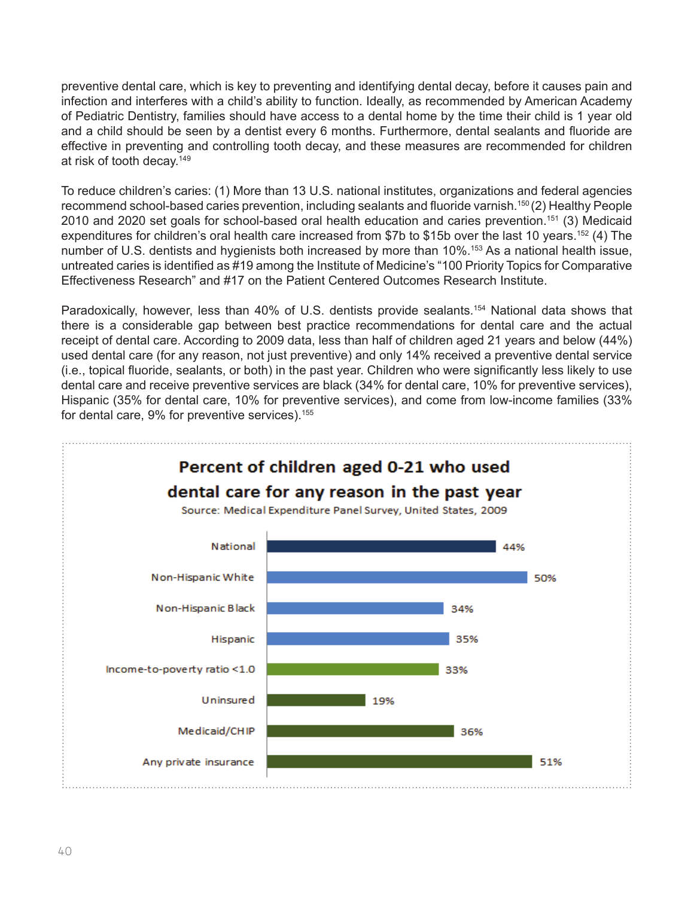preventive dental care, which is key to preventing and identifying dental decay, before it causes pain and infection and interferes with a child's ability to function. Ideally, as recommended by American Academy of Pediatric Dentistry, families should have access to a dental home by the time their child is 1 year old and a child should be seen by a dentist every 6 months. Furthermore, dental sealants and fluoride are effective in preventing and controlling tooth decay, and these measures are recommended for children at risk of tooth decay.[149]

To reduce children's caries: (1) More than 13 U.S. national institutes, organizations and federal agencies recommend school-based caries prevention, including sealants and fluoride varnish.[150] (2) Healthy People 2010 and 2020 set goals for school-based oral health education and caries prevention.[151] (3) Medicaid expenditures for children's oral health care increased from $7b to $15b over the last 10 years.[152] (4) The number of U.S. dentists and hygienists both increased by more than 10%.[153] As a national health issue, untreated caries is identified as #19 among the Institute of Medicine's "100 Priority Topics for Comparative Effectiveness Research" and #17 on the Patient Centered Outcomes Research Institute.

Paradoxically, however, less than 40% of U.S. dentists provide sealants.[154] National data shows that there is a considerable gap between best practice recommendations for dental care and the actual receipt of dental care. According to 2009 data, less than half of children aged 21 years and below (44%) used dental care (for any reason, not just preventive) and only 14% received a preventive dental service (i.e., topical fluoride, sealants, or both) in the past year. Children who were significantly less likely to use dental care and receive preventive services are black (34% for dental care, 10% for preventive services), Hispanic (35% for dental care, 10% for preventive services), and come from low-income families (33% for dental care, 9% for preventive services).[155]

**Percent of children aged 0-21 who used dental care for any reason in the past year**

Source: Medical Expenditure Panel Survey, United States, 2009

| Group | Percent |
|---|---|
| National | 44% |
| Non-Hispanic White | 50% |
| Non-Hispanic Black | 34% |
| Hispanic | 35% |
| Income-to-poverty ratio <1.0 | 33% |
| Uninsured | 19% |
| Medicaid/CHIP | 36% |
| Any private insurance | 51% |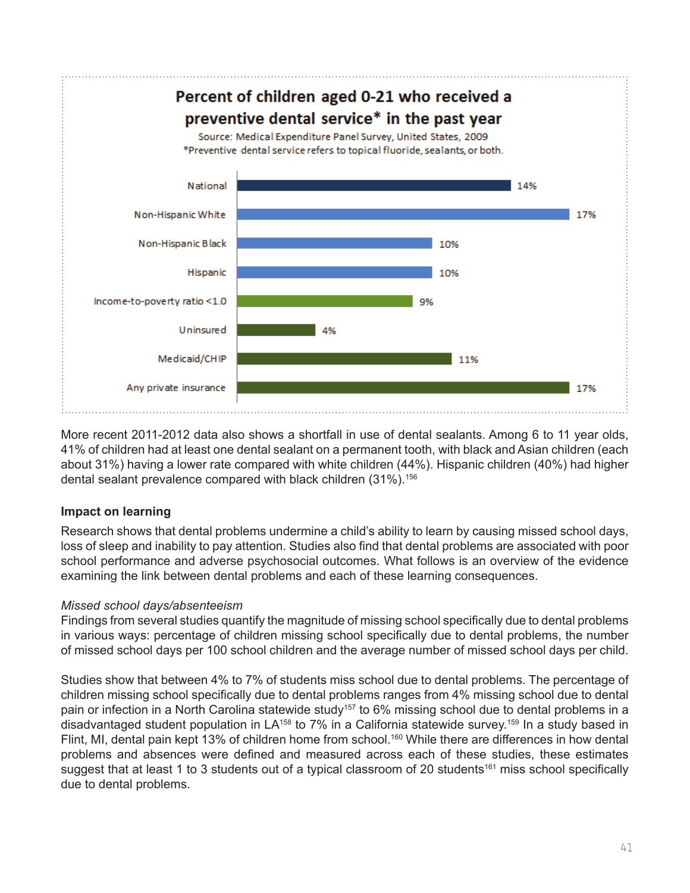**Percent of children aged 0-21 who received a preventive dental service* in the past year**

Source: Medical Expenditure Panel Survey, United States, 2009

*Preventive dental service refers to topical fluoride, sealants, or both.

| Group | Percent |
|---|---|
| National | 14% |
| Non-Hispanic White | 17% |
| Non-Hispanic Black | 10% |
| Hispanic | 10% |
| Income-to-poverty ratio <1.0 | 9% |
| Uninsured | 4% |
| Medicaid/CHIP | 11% |
| Any private insurance | 17% |

More recent 2011-2012 data also shows a shortfall in use of dental sealants. Among 6 to 11 year olds, 41% of children had at least one dental sealant on a permanent tooth, with black and Asian children (each about 31%) having a lower rate compared with white children (44%). Hispanic children (40%) had higher dental sealant prevalence compared with black children (31%).[156]

### Impact on learning

Research shows that dental problems undermine a child's ability to learn by causing missed school days, loss of sleep and inability to pay attention. Studies also find that dental problems are associated with poor school performance and adverse psychosocial outcomes. What follows is an overview of the evidence examining the link between dental problems and each of these learning consequences.

*Missed school days/absenteeism*

Findings from several studies quantify the magnitude of missing school specifically due to dental problems in various ways: percentage of children missing school specifically due to dental problems, the number of missed school days per 100 school children and the average number of missed school days per child.

Studies show that between 4% to 7% of students miss school due to dental problems. The percentage of children missing school specifically due to dental problems ranges from 4% missing school due to dental pain or infection in a North Carolina statewide study[157] to 6% missing school due to dental problems in a disadvantaged student population in LA[158] to 7% in a California statewide survey.[159] In a study based in Flint, MI, dental pain kept 13% of children home from school.[160] While there are differences in how dental problems and absences were defined and measured across each of these studies, these estimates suggest that at least 1 to 3 students out of a typical classroom of 20 students[161] miss school specifically due to dental problems.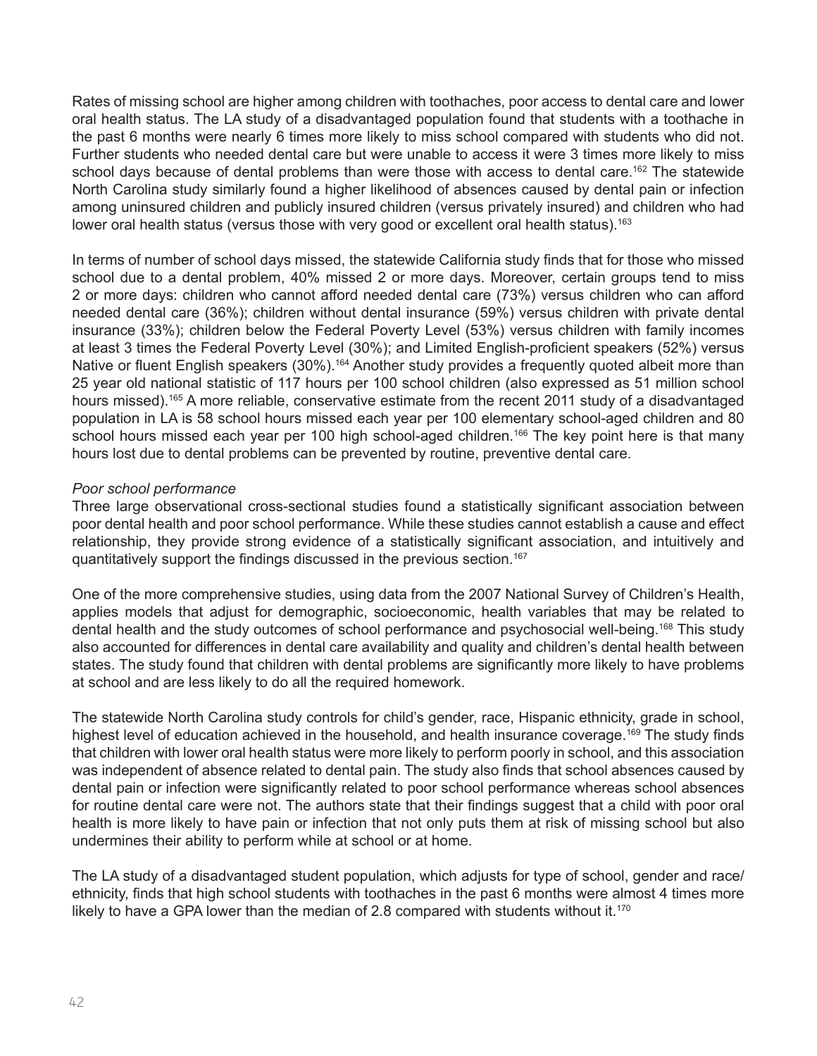Rates of missing school are higher among children with toothaches, poor access to dental care and lower oral health status. The LA study of a disadvantaged population found that students with a toothache in the past 6 months were nearly 6 times more likely to miss school compared with students who did not. Further students who needed dental care but were unable to access it were 3 times more likely to miss school days because of dental problems than were those with access to dental care.[162] The statewide North Carolina study similarly found a higher likelihood of absences caused by dental pain or infection among uninsured children and publicly insured children (versus privately insured) and children who had lower oral health status (versus those with very good or excellent oral health status).[163]

In terms of number of school days missed, the statewide California study finds that for those who missed school due to a dental problem, 40% missed 2 or more days. Moreover, certain groups tend to miss 2 or more days: children who cannot afford needed dental care (73%) versus children who can afford needed dental care (36%); children without dental insurance (59%) versus children with private dental insurance (33%); children below the Federal Poverty Level (53%) versus children with family incomes at least 3 times the Federal Poverty Level (30%); and Limited English-proficient speakers (52%) versus Native or fluent English speakers (30%).[164] Another study provides a frequently quoted albeit more than 25 year old national statistic of 117 hours per 100 school children (also expressed as 51 million school hours missed).[165] A more reliable, conservative estimate from the recent 2011 study of a disadvantaged population in LA is 58 school hours missed each year per 100 elementary school-aged children and 80 school hours missed each year per 100 high school-aged children.[166] The key point here is that many hours lost due to dental problems can be prevented by routine, preventive dental care.

*Poor school performance*

Three large observational cross-sectional studies found a statistically significant association between poor dental health and poor school performance. While these studies cannot establish a cause and effect relationship, they provide strong evidence of a statistically significant association, and intuitively and quantitatively support the findings discussed in the previous section.[167]

One of the more comprehensive studies, using data from the 2007 National Survey of Children's Health, applies models that adjust for demographic, socioeconomic, health variables that may be related to dental health and the study outcomes of school performance and psychosocial well-being.[168] This study also accounted for differences in dental care availability and quality and children's dental health between states. The study found that children with dental problems are significantly more likely to have problems at school and are less likely to do all the required homework.

The statewide North Carolina study controls for child's gender, race, Hispanic ethnicity, grade in school, highest level of education achieved in the household, and health insurance coverage.[169] The study finds that children with lower oral health status were more likely to perform poorly in school, and this association was independent of absence related to dental pain. The study also finds that school absences caused by dental pain or infection were significantly related to poor school performance whereas school absences for routine dental care were not. The authors state that their findings suggest that a child with poor oral health is more likely to have pain or infection that not only puts them at risk of missing school but also undermines their ability to perform while at school or at home.

The LA study of a disadvantaged student population, which adjusts for type of school, gender and race/ethnicity, finds that high school students with toothaches in the past 6 months were almost 4 times more likely to have a GPA lower than the median of 2.8 compared with students without it.[170]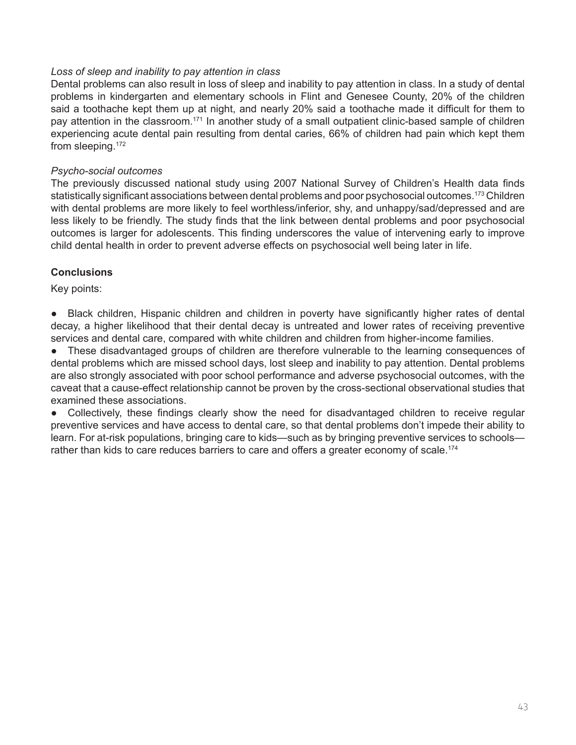*Loss of sleep and inability to pay attention in class*

Dental problems can also result in loss of sleep and inability to pay attention in class. In a study of dental problems in kindergarten and elementary schools in Flint and Genesee County, 20% of the children said a toothache kept them up at night, and nearly 20% said a toothache made it difficult for them to pay attention in the classroom.[171] In another study of a small outpatient clinic-based sample of children experiencing acute dental pain resulting from dental caries, 66% of children had pain which kept them from sleeping.[172]

*Psycho-social outcomes*

The previously discussed national study using 2007 National Survey of Children's Health data finds statistically significant associations between dental problems and poor psychosocial outcomes.[173] Children with dental problems are more likely to feel worthless/inferior, shy, and unhappy/sad/depressed and are less likely to be friendly. The study finds that the link between dental problems and poor psychosocial outcomes is larger for adolescents. This finding underscores the value of intervening early to improve child dental health in order to prevent adverse effects on psychosocial well being later in life.

**Conclusions**

Key points:

- Black children, Hispanic children and children in poverty have significantly higher rates of dental decay, a higher likelihood that their dental decay is untreated and lower rates of receiving preventive services and dental care, compared with white children and children from higher-income families.
- These disadvantaged groups of children are therefore vulnerable to the learning consequences of dental problems which are missed school days, lost sleep and inability to pay attention. Dental problems are also strongly associated with poor school performance and adverse psychosocial outcomes, with the caveat that a cause-effect relationship cannot be proven by the cross-sectional observational studies that examined these associations.
- Collectively, these findings clearly show the need for disadvantaged children to receive regular preventive services and have access to dental care, so that dental problems don't impede their ability to learn. For at-risk populations, bringing care to kids—such as by bringing preventive services to schools—rather than kids to care reduces barriers to care and offers a greater economy of scale.[174]